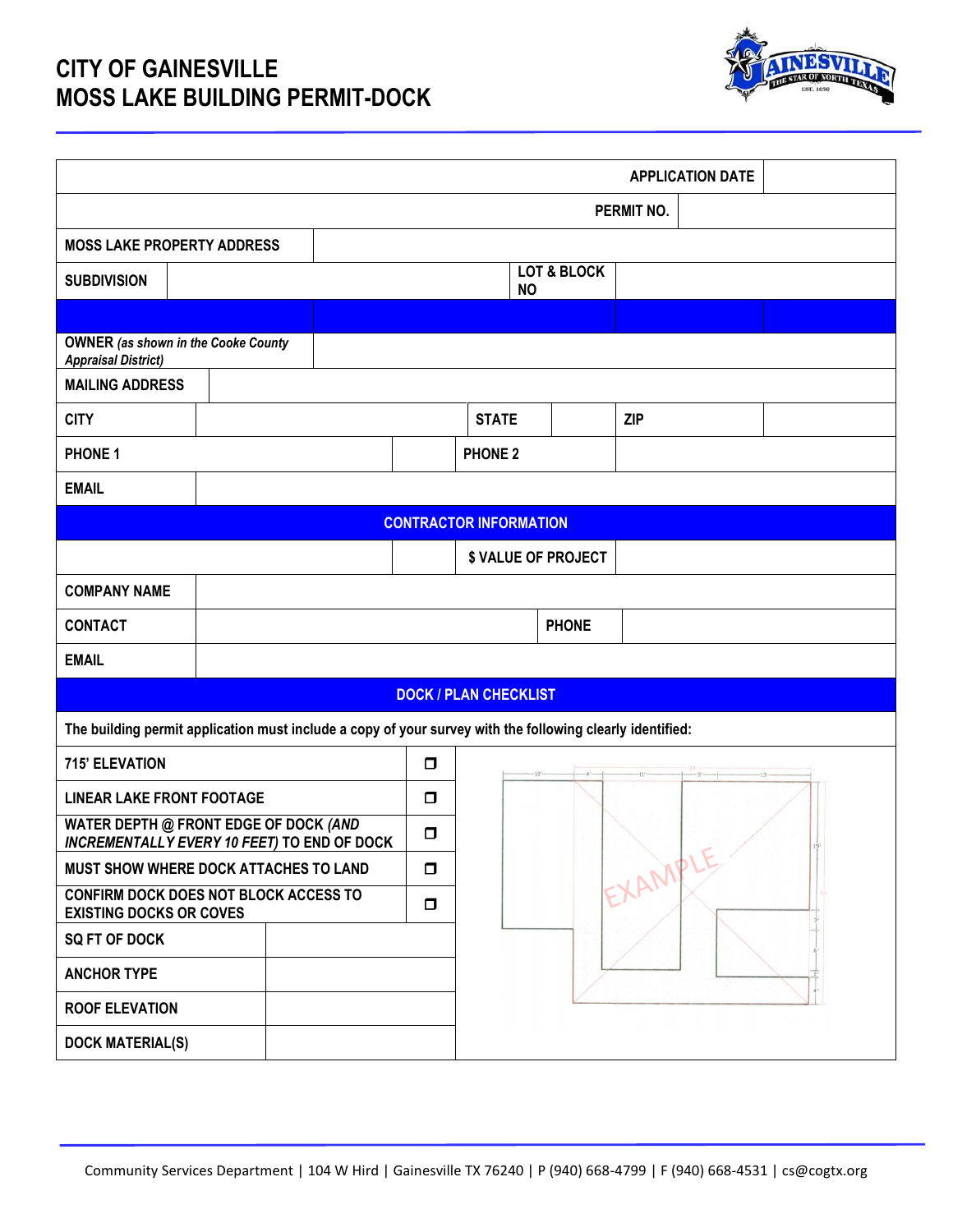# CITY OF GAINESVILLE
# MOSS LAKE BUILDING PERMIT-DOCK

| | |
|---|---|
| APPLICATION DATE | |
| PERMIT NO. | |
| MOSS LAKE PROPERTY ADDRESS | |
| SUBDIVISION | |
| LOT & BLOCK NO | |

| | |
|---|---|
| OWNER *(as shown in the Cooke County Appraisal District)* | |
| MAILING ADDRESS | |
| CITY | |
| STATE | |
| ZIP | |
| PHONE 1 | |
| PHONE 2 | |
| EMAIL | |

## CONTRACTOR INFORMATION

| | |
|---|---|
| $ VALUE OF PROJECT | |
| COMPANY NAME | |
| CONTACT | |
| PHONE | |
| EMAIL | |

## DOCK / PLAN CHECKLIST

The building permit application must include a copy of your survey with the following clearly identified:

| Item | |
|---|---|
| 715' ELEVATION | ☐ |
| LINEAR LAKE FRONT FOOTAGE | ☐ |
| WATER DEPTH @ FRONT EDGE OF DOCK *(AND INCREMENTALLY EVERY 10 FEET)* TO END OF DOCK | ☐ |
| MUST SHOW WHERE DOCK ATTACHES TO LAND | ☐ |
| CONFIRM DOCK DOES NOT BLOCK ACCESS TO EXISTING DOCKS OR COVES | ☐ |
| SQ FT OF DOCK | |
| ANCHOR TYPE | |
| ROOF ELEVATION | |
| DOCK MATERIAL(S) | |

EXAMPLE

Community Services Department | 104 W Hird | Gainesville TX 76240 | P (940) 668-4799 | F (940) 668-4531 | cs@cogtx.org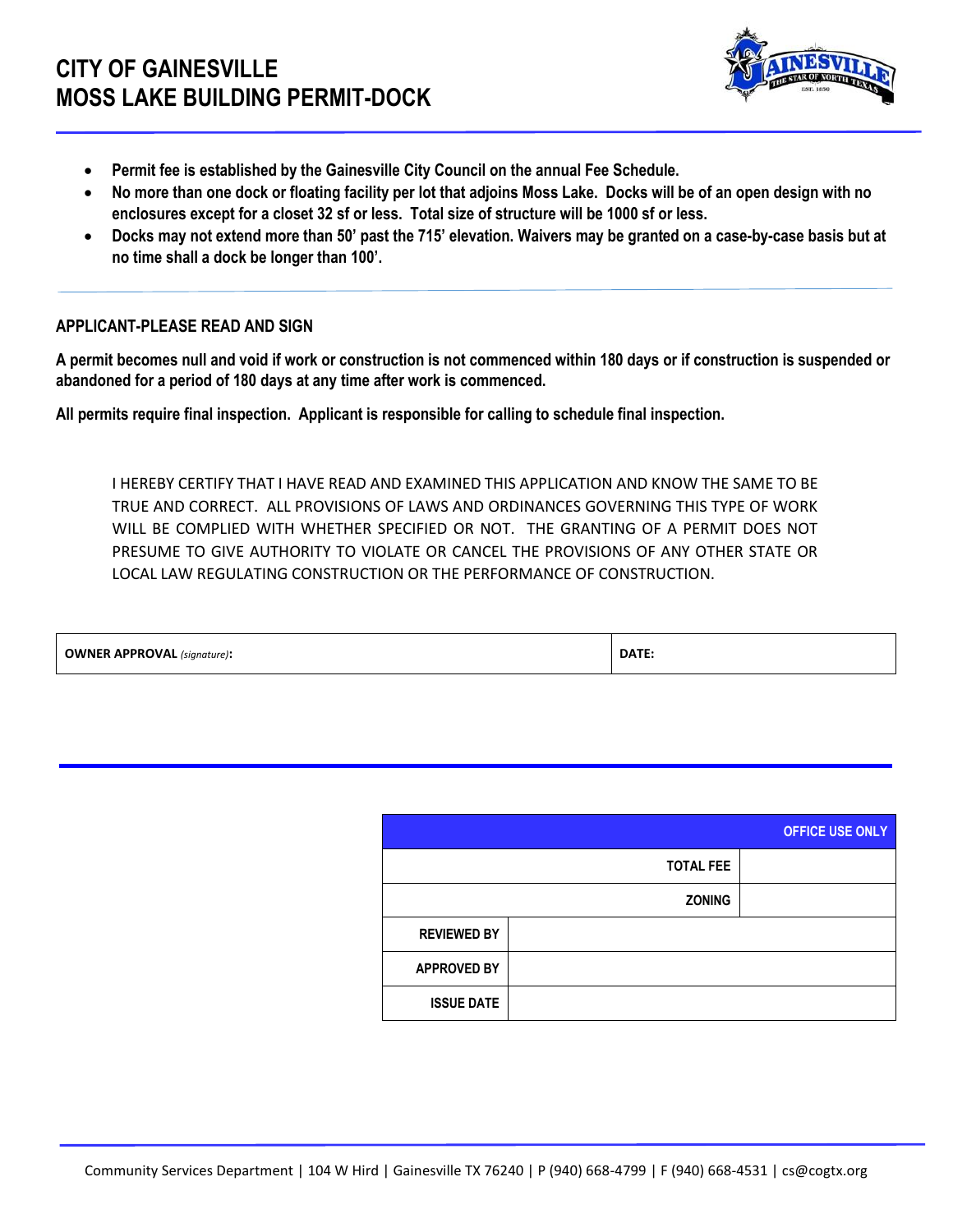# CITY OF GAINESVILLE
# MOSS LAKE BUILDING PERMIT-DOCK

- **Permit fee is established by the Gainesville City Council on the annual Fee Schedule.**
- **No more than one dock or floating facility per lot that adjoins Moss Lake. Docks will be of an open design with no enclosures except for a closet 32 sf or less. Total size of structure will be 1000 sf or less.**
- **Docks may not extend more than 50' past the 715' elevation. Waivers may be granted on a case-by-case basis but at no time shall a dock be longer than 100'.**

## APPLICANT-PLEASE READ AND SIGN

**A permit becomes null and void if work or construction is not commenced within 180 days or if construction is suspended or abandoned for a period of 180 days at any time after work is commenced.**

**All permits require final inspection. Applicant is responsible for calling to schedule final inspection.**

I HEREBY CERTIFY THAT I HAVE READ AND EXAMINED THIS APPLICATION AND KNOW THE SAME TO BE TRUE AND CORRECT. ALL PROVISIONS OF LAWS AND ORDINANCES GOVERNING THIS TYPE OF WORK WILL BE COMPLIED WITH WHETHER SPECIFIED OR NOT. THE GRANTING OF A PERMIT DOES NOT PRESUME TO GIVE AUTHORITY TO VIOLATE OR CANCEL THE PROVISIONS OF ANY OTHER STATE OR LOCAL LAW REGULATING CONSTRUCTION OR THE PERFORMANCE OF CONSTRUCTION.

| | |
|---|---|
| **OWNER APPROVAL** *(signature)***:** | **DATE:** |

| OFFICE USE ONLY | |
|---|---|
| **TOTAL FEE** | |
| **ZONING** | |
| **REVIEWED BY** | |
| **APPROVED BY** | |
| **ISSUE DATE** | |

Community Services Department | 104 W Hird | Gainesville TX 76240 | P (940) 668-4799 | F (940) 668-4531 | cs@cogtx.org